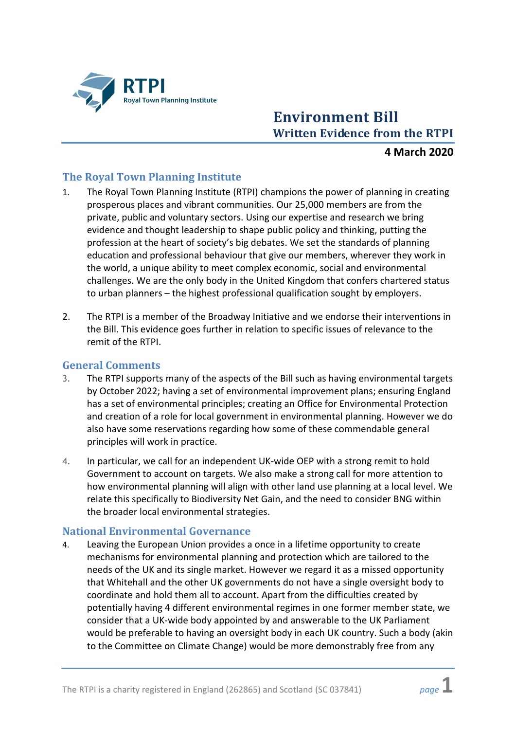RTPI
Royal Town Planning Institute

# Environment Bill

## Written Evidence from the RTPI

**4 March 2020**

## The Royal Town Planning Institute

1. The Royal Town Planning Institute (RTPI) champions the power of planning in creating prosperous places and vibrant communities. Our 25,000 members are from the private, public and voluntary sectors. Using our expertise and research we bring evidence and thought leadership to shape public policy and thinking, putting the profession at the heart of society's big debates. We set the standards of planning education and professional behaviour that give our members, wherever they work in the world, a unique ability to meet complex economic, social and environmental challenges. We are the only body in the United Kingdom that confers chartered status to urban planners – the highest professional qualification sought by employers.

2. The RTPI is a member of the Broadway Initiative and we endorse their interventions in the Bill. This evidence goes further in relation to specific issues of relevance to the remit of the RTPI.

## General Comments

3. The RTPI supports many of the aspects of the Bill such as having environmental targets by October 2022; having a set of environmental improvement plans; ensuring England has a set of environmental principles; creating an Office for Environmental Protection and creation of a role for local government in environmental planning. However we do also have some reservations regarding how some of these commendable general principles will work in practice.

4. In particular, we call for an independent UK-wide OEP with a strong remit to hold Government to account on targets. We also make a strong call for more attention to how environmental planning will align with other land use planning at a local level. We relate this specifically to Biodiversity Net Gain, and the need to consider BNG within the broader local environmental strategies.

## National Environmental Governance

4. Leaving the European Union provides a once in a lifetime opportunity to create mechanisms for environmental planning and protection which are tailored to the needs of the UK and its single market. However we regard it as a missed opportunity that Whitehall and the other UK governments do not have a single oversight body to coordinate and hold them all to account. Apart from the difficulties created by potentially having 4 different environmental regimes in one former member state, we consider that a UK-wide body appointed by and answerable to the UK Parliament would be preferable to having an oversight body in each UK country. Such a body (akin to the Committee on Climate Change) would be more demonstrably free from any

The RTPI is a charity registered in England (262865) and Scotland (SC 037841)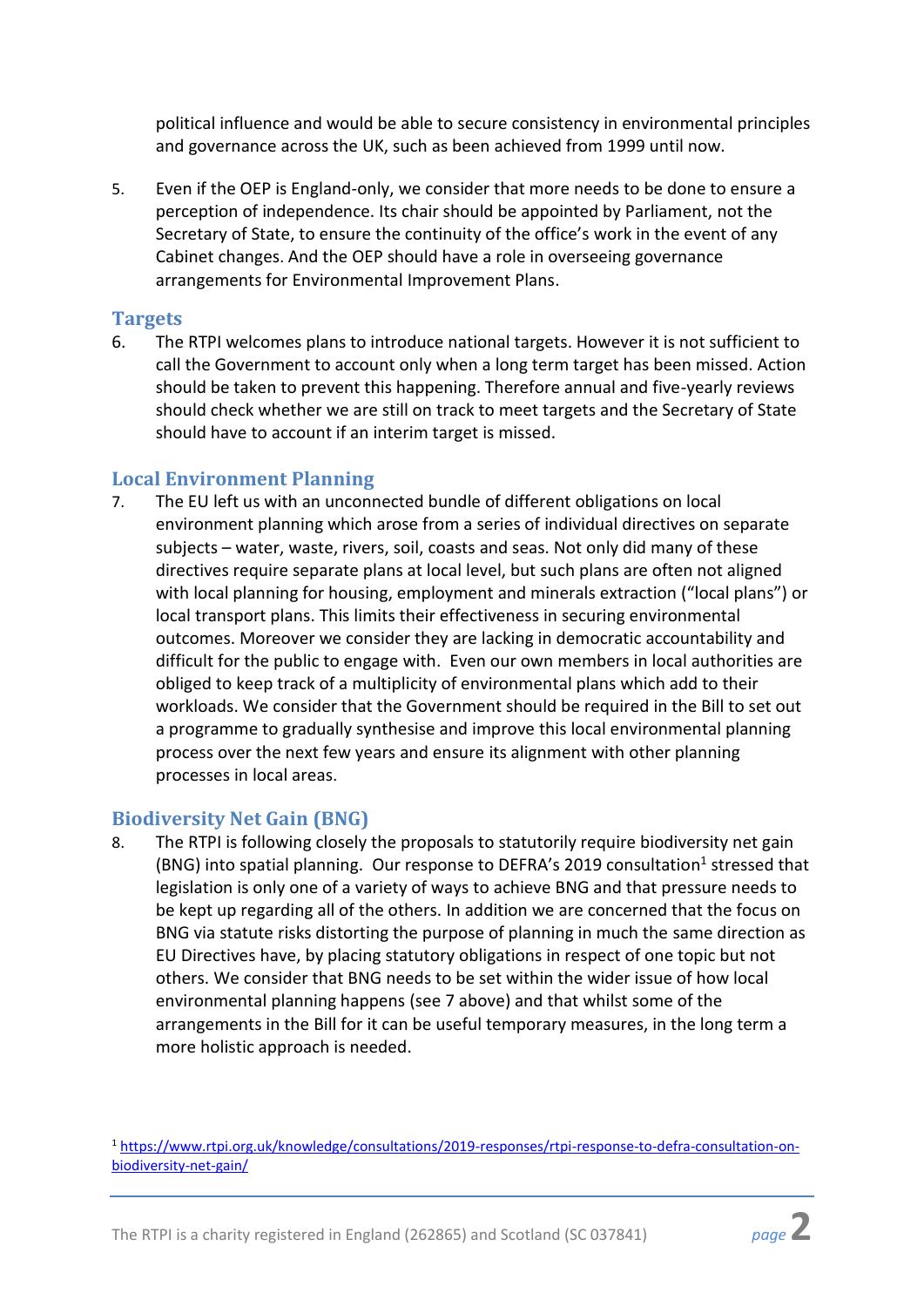political influence and would be able to secure consistency in environmental principles and governance across the UK, such as been achieved from 1999 until now.

5. Even if the OEP is England-only, we consider that more needs to be done to ensure a perception of independence. Its chair should be appointed by Parliament, not the Secretary of State, to ensure the continuity of the office's work in the event of any Cabinet changes. And the OEP should have a role in overseeing governance arrangements for Environmental Improvement Plans.

## Targets

6. The RTPI welcomes plans to introduce national targets. However it is not sufficient to call the Government to account only when a long term target has been missed. Action should be taken to prevent this happening. Therefore annual and five-yearly reviews should check whether we are still on track to meet targets and the Secretary of State should have to account if an interim target is missed.

## Local Environment Planning

7. The EU left us with an unconnected bundle of different obligations on local environment planning which arose from a series of individual directives on separate subjects – water, waste, rivers, soil, coasts and seas. Not only did many of these directives require separate plans at local level, but such plans are often not aligned with local planning for housing, employment and minerals extraction ("local plans") or local transport plans. This limits their effectiveness in securing environmental outcomes. Moreover we consider they are lacking in democratic accountability and difficult for the public to engage with. Even our own members in local authorities are obliged to keep track of a multiplicity of environmental plans which add to their workloads. We consider that the Government should be required in the Bill to set out a programme to gradually synthesise and improve this local environmental planning process over the next few years and ensure its alignment with other planning processes in local areas.

## Biodiversity Net Gain (BNG)

8. The RTPI is following closely the proposals to statutorily require biodiversity net gain (BNG) into spatial planning. Our response to DEFRA's 2019 consultation[1] stressed that legislation is only one of a variety of ways to achieve BNG and that pressure needs to be kept up regarding all of the others. In addition we are concerned that the focus on BNG via statute risks distorting the purpose of planning in much the same direction as EU Directives have, by placing statutory obligations in respect of one topic but not others. We consider that BNG needs to be set within the wider issue of how local environmental planning happens (see 7 above) and that whilst some of the arrangements in the Bill for it can be useful temporary measures, in the long term a more holistic approach is needed.

[1] https://www.rtpi.org.uk/knowledge/consultations/2019-responses/rtpi-response-to-defra-consultation-on-biodiversity-net-gain/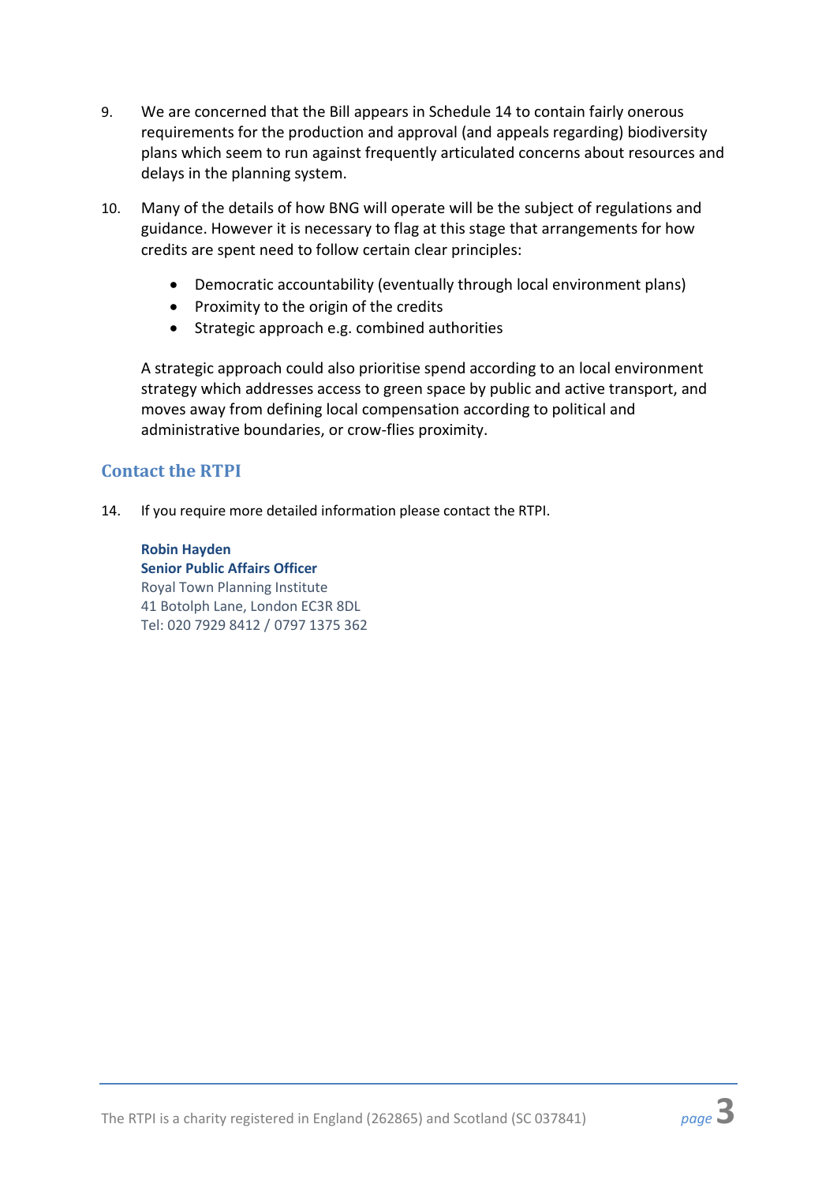9. We are concerned that the Bill appears in Schedule 14 to contain fairly onerous requirements for the production and approval (and appeals regarding) biodiversity plans which seem to run against frequently articulated concerns about resources and delays in the planning system.

10. Many of the details of how BNG will operate will be the subject of regulations and guidance. However it is necessary to flag at this stage that arrangements for how credits are spent need to follow certain clear principles:

    - Democratic accountability (eventually through local environment plans)
    - Proximity to the origin of the credits
    - Strategic approach e.g. combined authorities

    A strategic approach could also prioritise spend according to an local environment strategy which addresses access to green space by public and active transport, and moves away from defining local compensation according to political and administrative boundaries, or crow-flies proximity.

## Contact the RTPI

14. If you require more detailed information please contact the RTPI.

    **Robin Hayden**
    **Senior Public Affairs Officer**
    Royal Town Planning Institute
    41 Botolph Lane, London EC3R 8DL
    Tel: 020 7929 8412 / 0797 1375 362

The RTPI is a charity registered in England (262865) and Scotland (SC 037841)